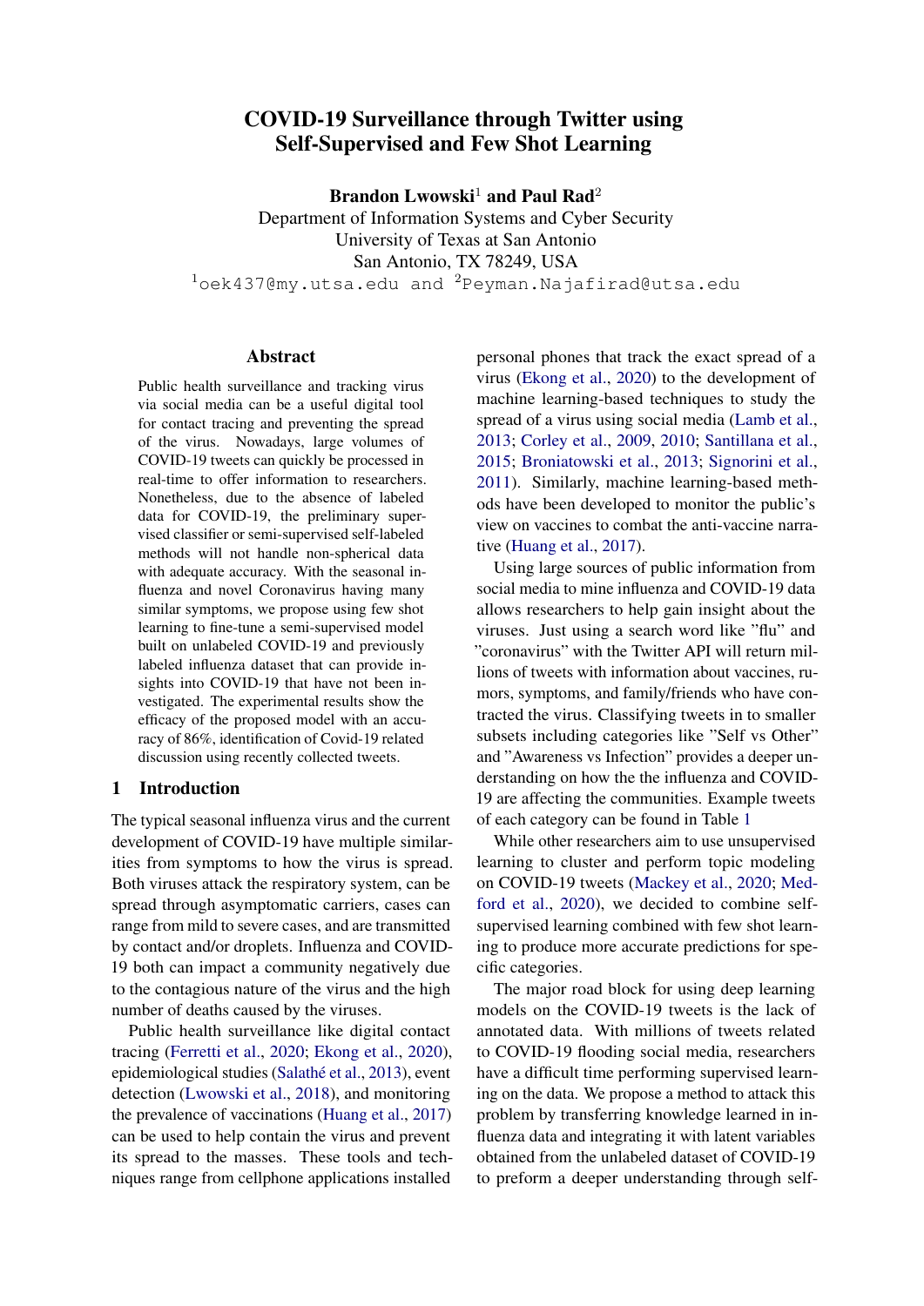# COVID-19 Surveillance through Twitter using Self-Supervised and Few Shot Learning

**Brandon Lwowski**[1] **and Paul Rad**[2]
Department of Information Systems and Cyber Security
University of Texas at San Antonio
San Antonio, TX 78249, USA
[1]oek437@my.utsa.edu and [2]Peyman.Najafirad@utsa.edu

## Abstract

Public health surveillance and tracking virus via social media can be a useful digital tool for contact tracing and preventing the spread of the virus. Nowadays, large volumes of COVID-19 tweets can quickly be processed in real-time to offer information to researchers. Nonetheless, due to the absence of labeled data for COVID-19, the preliminary supervised classifier or semi-supervised self-labeled methods will not handle non-spherical data with adequate accuracy. With the seasonal influenza and novel Coronavirus having many similar symptoms, we propose using few shot learning to fine-tune a semi-supervised model built on unlabeled COVID-19 and previously labeled influenza dataset that can provide insights into COVID-19 that have not been investigated. The experimental results show the efficacy of the proposed model with an accuracy of 86%, identification of Covid-19 related discussion using recently collected tweets.

## 1 Introduction

The typical seasonal influenza virus and the current development of COVID-19 have multiple similarities from symptoms to how the virus is spread. Both viruses attack the respiratory system, can be spread through asymptomatic carriers, cases can range from mild to severe cases, and are transmitted by contact and/or droplets. Influenza and COVID-19 both can impact a community negatively due to the contagious nature of the virus and the high number of deaths caused by the viruses.

Public health surveillance like digital contact tracing (Ferretti et al., 2020; Ekong et al., 2020), epidemiological studies (Salathé et al., 2013), event detection (Lwowski et al., 2018), and monitoring the prevalence of vaccinations (Huang et al., 2017) can be used to help contain the virus and prevent its spread to the masses. These tools and techniques range from cellphone applications installed personal phones that track the exact spread of a virus (Ekong et al., 2020) to the development of machine learning-based techniques to study the spread of a virus using social media (Lamb et al., 2013; Corley et al., 2009, 2010; Santillana et al., 2015; Broniatowski et al., 2013; Signorini et al., 2011). Similarly, machine learning-based methods have been developed to monitor the public's view on vaccines to combat the anti-vaccine narrative (Huang et al., 2017).

Using large sources of public information from social media to mine influenza and COVID-19 data allows researchers to help gain insight about the viruses. Just using a search word like "flu" and "coronavirus" with the Twitter API will return millions of tweets with information about vaccines, rumors, symptoms, and family/friends who have contracted the virus. Classifying tweets in to smaller subsets including categories like "Self vs Other" and "Awareness vs Infection" provides a deeper understanding on how the the influenza and COVID-19 are affecting the communities. Example tweets of each category can be found in Table 1

While other researchers aim to use unsupervised learning to cluster and perform topic modeling on COVID-19 tweets (Mackey et al., 2020; Medford et al., 2020), we decided to combine self-supervised learning combined with few shot learning to produce more accurate predictions for specific categories.

The major road block for using deep learning models on the COVID-19 tweets is the lack of annotated data. With millions of tweets related to COVID-19 flooding social media, researchers have a difficult time performing supervised learning on the data. We propose a method to attack this problem by transferring knowledge learned in influenza data and integrating it with latent variables obtained from the unlabeled dataset of COVID-19 to preform a deeper understanding through self-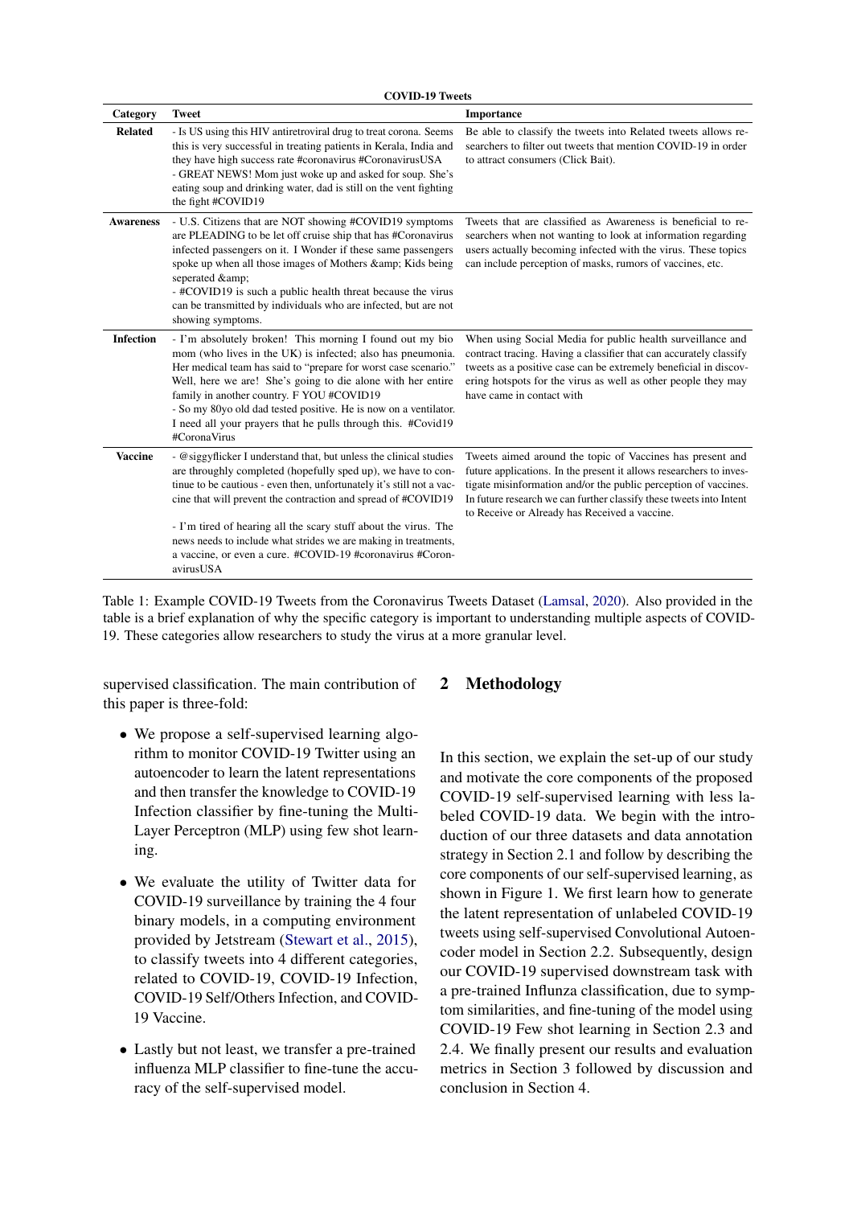**COVID-19 Tweets**

| Category | Tweet | Importance |
|---|---|---|
| **Related** | - Is US using this HIV antiretroviral drug to treat corona. Seems this is very successful in treating patients in Kerala, India and they have high success rate #coronavirus #CoronavirusUSA<br>- GREAT NEWS! Mom just woke up and asked for soup. She's eating soup and drinking water, dad is still on the vent fighting the fight #COVID19 | Be able to classify the tweets into Related tweets allows researchers to filter out tweets that mention COVID-19 in order to attract consumers (Click Bait). |
| **Awareness** | - U.S. Citizens that are NOT showing #COVID19 symptoms are PLEADING to be let off cruise ship that has #Coronavirus infected passengers on it. I Wonder if these same passengers spoke up when all those images of Mothers &amp; Kids being seperated &amp;<br>- #COVID19 is such a public health threat because the virus can be transmitted by individuals who are infected, but are not showing symptoms. | Tweets that are classified as Awareness is beneficial to researchers when not wanting to look at information regarding users actually becoming infected with the virus. These topics can include perception of masks, rumors of vaccines, etc. |
| **Infection** | - I'm absolutely broken! This morning I found out my bio mom (who lives in the UK) is infected; also has pneumonia. Her medical team has said to "prepare for worst case scenario." Well, here we are! She's going to die alone with her entire family in another country. F YOU #COVID19<br>- So my 80yo old dad tested positive. He is now on a ventilator. I need all your prayers that he pulls through this. #Covid19 #CoronaVirus | When using Social Media for public health surveillance and contract tracing. Having a classifier that can accurately classify tweets as a positive case can be extremely beneficial in discovering hotspots for the virus as well as other people they may have came in contact with |
| **Vaccine** | - @siggyflicker I understand that, but unless the clinical studies are throughly completed (hopefully sped up), we have to continue to be cautious - even then, unfortunately it's still not a vaccine that will prevent the contraction and spread of #COVID19<br>- I'm tired of hearing all the scary stuff about the virus. The news needs to include what strides we are making in treatments, a vaccine, or even a cure. #COVID-19 #coronavirus #CoronavirusUSA | Tweets aimed around the topic of Vaccines has present and future applications. In the present it allows researchers to investigate misinformation and/or the public perception of vaccines. In future research we can further classify these tweets into Intent to Receive or Already has Received a vaccine. |

Table 1: Example COVID-19 Tweets from the Coronavirus Tweets Dataset (Lamsal, 2020). Also provided in the table is a brief explanation of why the specific category is important to understanding multiple aspects of COVID-19. These categories allow researchers to study the virus at a more granular level.

supervised classification. The main contribution of this paper is three-fold:

- We propose a self-supervised learning algorithm to monitor COVID-19 Twitter using an autoencoder to learn the latent representations and then transfer the knowledge to COVID-19 Infection classifier by fine-tuning the Multi-Layer Perceptron (MLP) using few shot learning.
- We evaluate the utility of Twitter data for COVID-19 surveillance by training the 4 four binary models, in a computing environment provided by Jetstream (Stewart et al., 2015), to classify tweets into 4 different categories, related to COVID-19, COVID-19 Infection, COVID-19 Self/Others Infection, and COVID-19 Vaccine.
- Lastly but not least, we transfer a pre-trained influenza MLP classifier to fine-tune the accuracy of the self-supervised model.

## 2 Methodology

In this section, we explain the set-up of our study and motivate the core components of the proposed COVID-19 self-supervised learning with less labeled COVID-19 data. We begin with the introduction of our three datasets and data annotation strategy in Section 2.1 and follow by describing the core components of our self-supervised learning, as shown in Figure 1. We first learn how to generate the latent representation of unlabeled COVID-19 tweets using self-supervised Convolutional Autoencoder model in Section 2.2. Subsequently, design our COVID-19 supervised downstream task with a pre-trained Influnza classification, due to symptom similarities, and fine-tuning of the model using COVID-19 Few shot learning in Section 2.3 and 2.4. We finally present our results and evaluation metrics in Section 3 followed by discussion and conclusion in Section 4.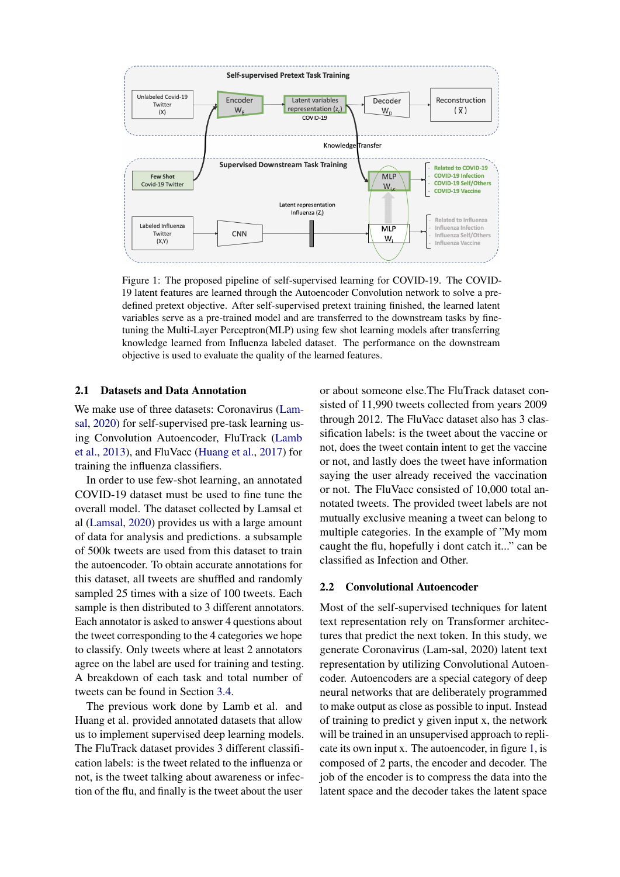Figure 1: The proposed pipeline of self-supervised learning for COVID-19. The COVID-19 latent features are learned through the Autoencoder Convolution network to solve a pre-defined pretext objective. After self-supervised pretext training finished, the learned latent variables serve as a pre-trained model and are transferred to the downstream tasks by fine-tuning the Multi-Layer Perceptron(MLP) using few shot learning models after transferring knowledge learned from Influenza labeled dataset. The performance on the downstream objective is used to evaluate the quality of the learned features.

## 2.1 Datasets and Data Annotation

We make use of three datasets: Coronavirus (Lamsal, 2020) for self-supervised pre-task learning using Convolution Autoencoder, FluTrack (Lamb et al., 2013), and FluVacc (Huang et al., 2017) for training the influenza classifiers.

In order to use few-shot learning, an annotated COVID-19 dataset must be used to fine tune the overall model. The dataset collected by Lamsal et al (Lamsal, 2020) provides us with a large amount of data for analysis and predictions. a subsample of 500k tweets are used from this dataset to train the autoencoder. To obtain accurate annotations for this dataset, all tweets are shuffled and randomly sampled 25 times with a size of 100 tweets. Each sample is then distributed to 3 different annotators. Each annotator is asked to answer 4 questions about the tweet corresponding to the 4 categories we hope to classify. Only tweets where at least 2 annotators agree on the label are used for training and testing. A breakdown of each task and total number of tweets can be found in Section 3.4.

The previous work done by Lamb et al. and Huang et al. provided annotated datasets that allow us to implement supervised deep learning models. The FluTrack dataset provides 3 different classification labels: is the tweet related to the influenza or not, is the tweet talking about awareness or infection of the flu, and finally is the tweet about the user or about someone else.The FluTrack dataset consisted of 11,990 tweets collected from years 2009 through 2012. The FluVacc dataset also has 3 classification labels: is the tweet about the vaccine or not, does the tweet contain intent to get the vaccine or not, and lastly does the tweet have information saying the user already received the vaccination or not. The FluVacc consisted of 10,000 total annotated tweets. The provided tweet labels are not mutually exclusive meaning a tweet can belong to multiple categories. In the example of "My mom caught the flu, hopefully i dont catch it..." can be classified as Infection and Other.

## 2.2 Convolutional Autoencoder

Most of the self-supervised techniques for latent text representation rely on Transformer architectures that predict the next token. In this study, we generate Coronavirus (Lam-sal, 2020) latent text representation by utilizing Convolutional Autoencoder. Autoencoders are a special category of deep neural networks that are deliberately programmed to make output as close as possible to input. Instead of training to predict y given input x, the network will be trained in an unsupervised approach to replicate its own input x. The autoencoder, in figure 1, is composed of 2 parts, the encoder and decoder. The job of the encoder is to compress the data into the latent space and the decoder takes the latent space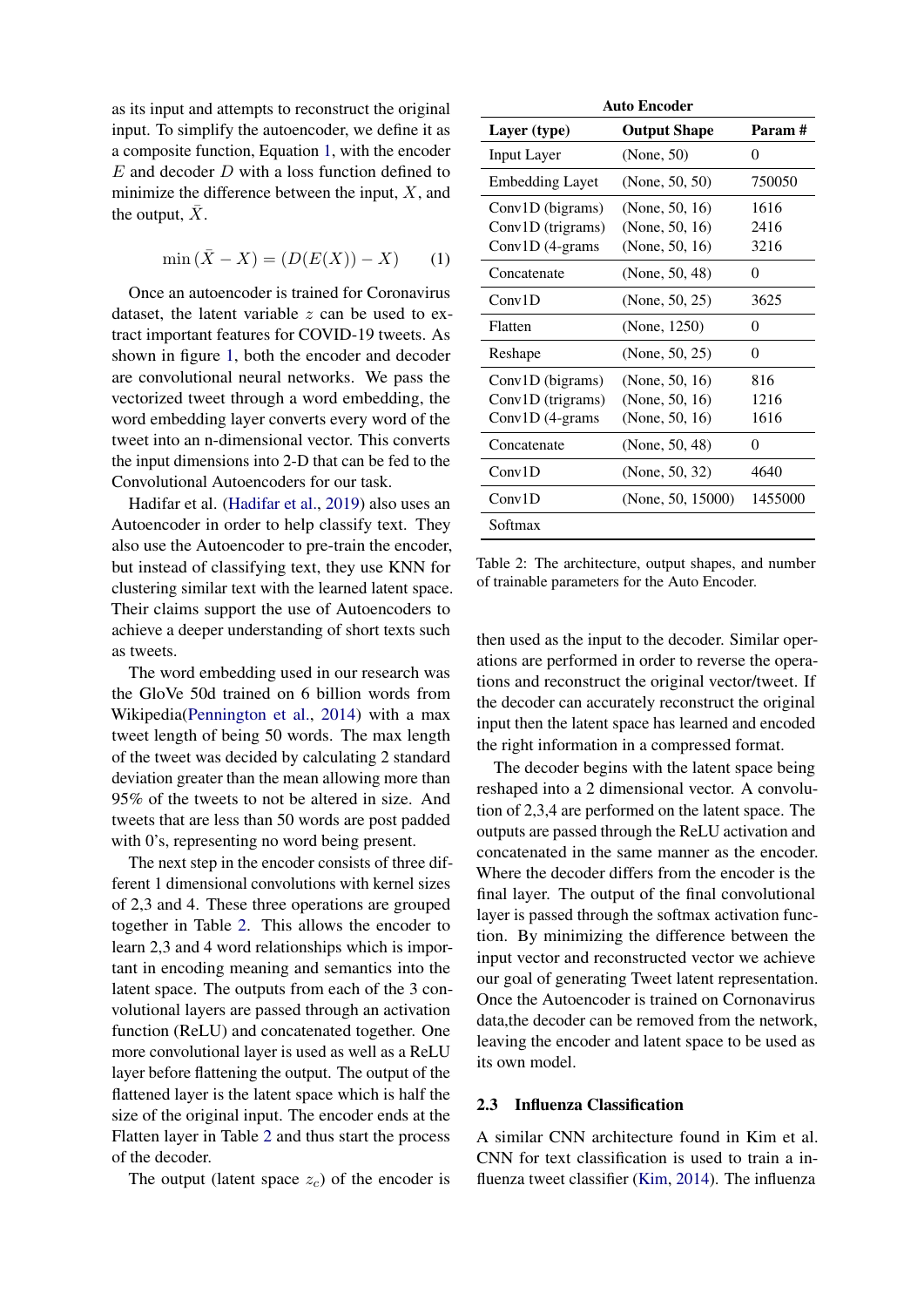as its input and attempts to reconstruct the original input. To simplify the autoencoder, we define it as a composite function, Equation 1, with the encoder $E$ and decoder $D$ with a loss function defined to minimize the difference between the input, $X$, and the output, $\bar{X}$.

$$\min(\bar{X} - X) = (D(E(X)) - X) \quad (1)$$

Once an autoencoder is trained for Coronavirus dataset, the latent variable $z$ can be used to extract important features for COVID-19 tweets. As shown in figure 1, both the encoder and decoder are convolutional neural networks. We pass the vectorized tweet through a word embedding, the word embedding layer converts every word of the tweet into an n-dimensional vector. This converts the input dimensions into 2-D that can be fed to the Convolutional Autoencoders for our task.

Hadifar et al. (Hadifar et al., 2019) also uses an Autoencoder in order to help classify text. They also use the Autoencoder to pre-train the encoder, but instead of classifying text, they use KNN for clustering similar text with the learned latent space. Their claims support the use of Autoencoders to achieve a deeper understanding of short texts such as tweets.

The word embedding used in our research was the GloVe 50d trained on 6 billion words from Wikipedia(Pennington et al., 2014) with a max tweet length of being 50 words. The max length of the tweet was decided by calculating 2 standard deviation greater than the mean allowing more than 95% of the tweets to not be altered in size. And tweets that are less than 50 words are post padded with 0's, representing no word being present.

The next step in the encoder consists of three different 1 dimensional convolutions with kernel sizes of 2,3 and 4. These three operations are grouped together in Table 2. This allows the encoder to learn 2,3 and 4 word relationships which is important in encoding meaning and semantics into the latent space. The outputs from each of the 3 convolutional layers are passed through an activation function (ReLU) and concatenated together. One more convolutional layer is used as well as a ReLU layer before flattening the output. The output of the flattened layer is the latent space which is half the size of the original input. The encoder ends at the Flatten layer in Table 2 and thus start the process of the decoder.

The output (latent space $z_c$) of the encoder is then used as the input to the decoder. Similar operations are performed in order to reverse the operations and reconstruct the original vector/tweet. If the decoder can accurately reconstruct the original input then the latent space has learned and encoded the right information in a compressed format.

**Auto Encoder**

| Layer (type) | Output Shape | Param # |
|---|---|---|
| Input Layer | (None, 50) | 0 |
| Embedding Layet | (None, 50, 50) | 750050 |
| Conv1D (bigrams)<br>Conv1D (trigrams)<br>Conv1D (4-grams | (None, 50, 16)<br>(None, 50, 16)<br>(None, 50, 16) | 1616<br>2416<br>3216 |
| Concatenate | (None, 50, 48) | 0 |
| Conv1D | (None, 50, 25) | 3625 |
| Flatten | (None, 1250) | 0 |
| Reshape | (None, 50, 25) | 0 |
| Conv1D (bigrams)<br>Conv1D (trigrams)<br>Conv1D (4-grams | (None, 50, 16)<br>(None, 50, 16)<br>(None, 50, 16) | 816<br>1216<br>1616 |
| Concatenate | (None, 50, 48) | 0 |
| Conv1D | (None, 50, 32) | 4640 |
| Conv1D | (None, 50, 15000) | 1455000 |
| Softmax | | |

Table 2: The architecture, output shapes, and number of trainable parameters for the Auto Encoder.

The decoder begins with the latent space being reshaped into a 2 dimensional vector. A convolution of 2,3,4 are performed on the latent space. The outputs are passed through the ReLU activation and concatenated in the same manner as the encoder. Where the decoder differs from the encoder is the final layer. The output of the final convolutional layer is passed through the softmax activation function. By minimizing the difference between the input vector and reconstructed vector we achieve our goal of generating Tweet latent representation. Once the Autoencoder is trained on Cornonavirus data,the decoder can be removed from the network, leaving the encoder and latent space to be used as its own model.

### 2.3 Influenza Classification

A similar CNN architecture found in Kim et al. CNN for text classification is used to train a influenza tweet classifier (Kim, 2014). The influenza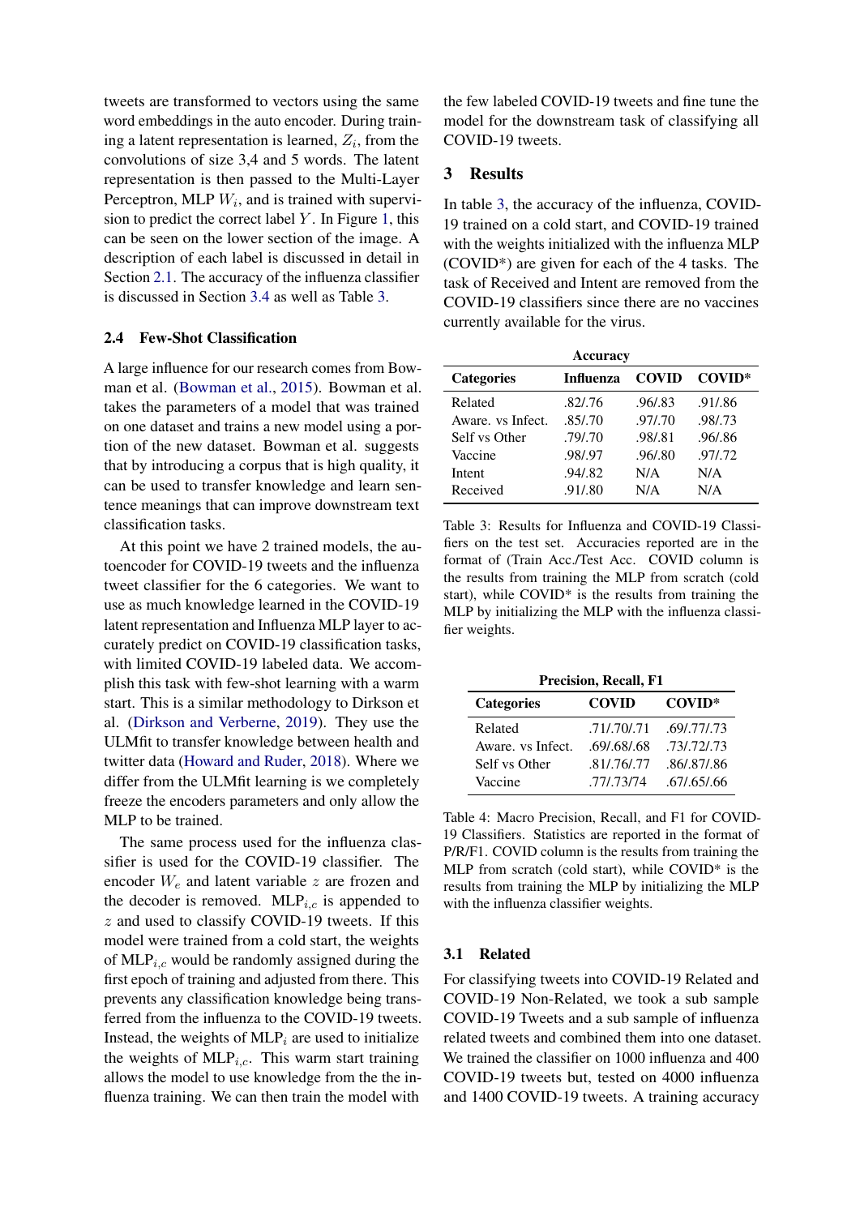tweets are transformed to vectors using the same word embeddings in the auto encoder. During training a latent representation is learned, $Z_i$, from the convolutions of size 3,4 and 5 words. The latent representation is then passed to the Multi-Layer Perceptron, MLP $W_i$, and is trained with supervision to predict the correct label $Y$. In Figure 1, this can be seen on the lower section of the image. A description of each label is discussed in detail in Section 2.1. The accuracy of the influenza classifier is discussed in Section 3.4 as well as Table 3.

### 2.4 Few-Shot Classification

A large influence for our research comes from Bowman et al. (Bowman et al., 2015). Bowman et al. takes the parameters of a model that was trained on one dataset and trains a new model using a portion of the new dataset. Bowman et al. suggests that by introducing a corpus that is high quality, it can be used to transfer knowledge and learn sentence meanings that can improve downstream text classification tasks.

At this point we have 2 trained models, the autoencoder for COVID-19 tweets and the influenza tweet classifier for the 6 categories. We want to use as much knowledge learned in the COVID-19 latent representation and Influenza MLP layer to accurately predict on COVID-19 classification tasks, with limited COVID-19 labeled data. We accomplish this task with few-shot learning with a warm start. This is a similar methodology to Dirkson et al. (Dirkson and Verberne, 2019). They use the ULMfit to transfer knowledge between health and twitter data (Howard and Ruder, 2018). Where we differ from the ULMfit learning is we completely freeze the encoders parameters and only allow the MLP to be trained.

The same process used for the influenza classifier is used for the COVID-19 classifier. The encoder $W_e$ and latent variable $z$ are frozen and the decoder is removed. $\text{MLP}_{i,c}$ is appended to $z$ and used to classify COVID-19 tweets. If this model were trained from a cold start, the weights of $\text{MLP}_{i,c}$ would be randomly assigned during the first epoch of training and adjusted from there. This prevents any classification knowledge being transferred from the influenza to the COVID-19 tweets. Instead, the weights of $\text{MLP}_i$ are used to initialize the weights of $\text{MLP}_{i,c}$. This warm start training allows the model to use knowledge from the the influenza training. We can then train the model with the few labeled COVID-19 tweets and fine tune the model for the downstream task of classifying all COVID-19 tweets.

## 3 Results

In table 3, the accuracy of the influenza, COVID-19 trained on a cold start, and COVID-19 trained with the weights initialized with the influenza MLP (COVID*) are given for each of the 4 tasks. The task of Received and Intent are removed from the COVID-19 classifiers since there are no vaccines currently available for the virus.

**Accuracy**

| Categories | Influenza | COVID | COVID* |
|---|---|---|---|
| Related | .82/.76 | .96/.83 | .91/.86 |
| Aware. vs Infect. | .85/.70 | .97/.70 | .98/.73 |
| Self vs Other | .79/.70 | .98/.81 | .96/.86 |
| Vaccine | .98/.97 | .96/.80 | .97/.72 |
| Intent | .94/.82 | N/A | N/A |
| Received | .91/.80 | N/A | N/A |

Table 3: Results for Influenza and COVID-19 Classifiers on the test set. Accuracies reported are in the format of (Train Acc./Test Acc. COVID column is the results from training the MLP from scratch (cold start), while COVID* is the results from training the MLP by initializing the MLP with the influenza classifier weights.

**Precision, Recall, F1**

| Categories | COVID | COVID* |
|---|---|---|
| Related | .71/.70/.71 | .69/.77/.73 |
| Aware. vs Infect. | .69/.68/.68 | .73/.72/.73 |
| Self vs Other | .81/.76/.77 | .86/.87/.86 |
| Vaccine | .77/.73/74 | .67/.65/.66 |

Table 4: Macro Precision, Recall, and F1 for COVID-19 Classifiers. Statistics are reported in the format of P/R/F1. COVID column is the results from training the MLP from scratch (cold start), while COVID* is the results from training the MLP by initializing the MLP with the influenza classifier weights.

### 3.1 Related

For classifying tweets into COVID-19 Related and COVID-19 Non-Related, we took a sub sample COVID-19 Tweets and a sub sample of influenza related tweets and combined them into one dataset. We trained the classifier on 1000 influenza and 400 COVID-19 tweets but, tested on 4000 influenza and 1400 COVID-19 tweets. A training accuracy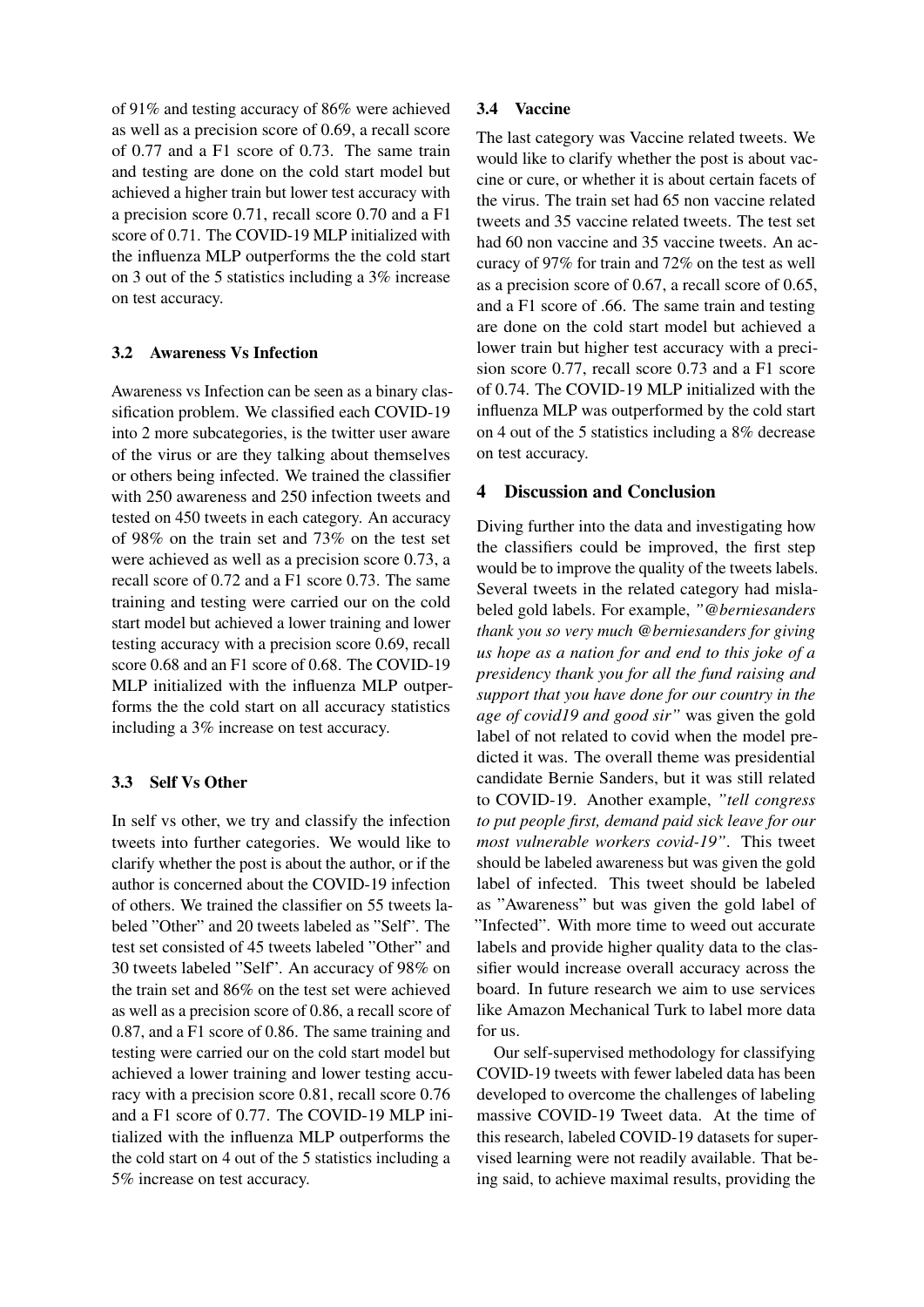of 91% and testing accuracy of 86% were achieved as well as a precision score of 0.69, a recall score of 0.77 and a F1 score of 0.73. The same train and testing are done on the cold start model but achieved a higher train but lower test accuracy with a precision score 0.71, recall score 0.70 and a F1 score of 0.71. The COVID-19 MLP initialized with the influenza MLP outperforms the the cold start on 3 out of the 5 statistics including a 3% increase on test accuracy.

### 3.2 Awareness Vs Infection

Awareness vs Infection can be seen as a binary classification problem. We classified each COVID-19 into 2 more subcategories, is the twitter user aware of the virus or are they talking about themselves or others being infected. We trained the classifier with 250 awareness and 250 infection tweets and tested on 450 tweets in each category. An accuracy of 98% on the train set and 73% on the test set were achieved as well as a precision score 0.73, a recall score of 0.72 and a F1 score 0.73. The same training and testing were carried our on the cold start model but achieved a lower training and lower testing accuracy with a precision score 0.69, recall score 0.68 and an F1 score of 0.68. The COVID-19 MLP initialized with the influenza MLP outperforms the the cold start on all accuracy statistics including a 3% increase on test accuracy.

### 3.3 Self Vs Other

In self vs other, we try and classify the infection tweets into further categories. We would like to clarify whether the post is about the author, or if the author is concerned about the COVID-19 infection of others. We trained the classifier on 55 tweets labeled "Other" and 20 tweets labeled as "Self". The test set consisted of 45 tweets labeled "Other" and 30 tweets labeled "Self". An accuracy of 98% on the train set and 86% on the test set were achieved as well as a precision score of 0.86, a recall score of 0.87, and a F1 score of 0.86. The same training and testing were carried our on the cold start model but achieved a lower training and lower testing accuracy with a precision score 0.81, recall score 0.76 and a F1 score of 0.77. The COVID-19 MLP initialized with the influenza MLP outperforms the the cold start on 4 out of the 5 statistics including a 5% increase on test accuracy.

### 3.4 Vaccine

The last category was Vaccine related tweets. We would like to clarify whether the post is about vaccine or cure, or whether it is about certain facets of the virus. The train set had 65 non vaccine related tweets and 35 vaccine related tweets. The test set had 60 non vaccine and 35 vaccine tweets. An accuracy of 97% for train and 72% on the test as well as a precision score of 0.67, a recall score of 0.65, and a F1 score of .66. The same train and testing are done on the cold start model but achieved a lower train but higher test accuracy with a precision score 0.77, recall score 0.73 and a F1 score of 0.74. The COVID-19 MLP initialized with the influenza MLP was outperformed by the cold start on 4 out of the 5 statistics including a 8% decrease on test accuracy.

## 4 Discussion and Conclusion

Diving further into the data and investigating how the classifiers could be improved, the first step would be to improve the quality of the tweets labels. Several tweets in the related category had mislabeled gold labels. For example, *"@berniesanders thank you so very much @berniesanders for giving us hope as a nation for and end to this joke of a presidency thank you for all the fund raising and support that you have done for our country in the age of covid19 and good sir"* was given the gold label of not related to covid when the model predicted it was. The overall theme was presidential candidate Bernie Sanders, but it was still related to COVID-19. Another example, *"tell congress to put people first, demand paid sick leave for our most vulnerable workers covid-19"*. This tweet should be labeled awareness but was given the gold label of infected. This tweet should be labeled as "Awareness" but was given the gold label of "Infected". With more time to weed out accurate labels and provide higher quality data to the classifier would increase overall accuracy across the board. In future research we aim to use services like Amazon Mechanical Turk to label more data for us.

Our self-supervised methodology for classifying COVID-19 tweets with fewer labeled data has been developed to overcome the challenges of labeling massive COVID-19 Tweet data. At the time of this research, labeled COVID-19 datasets for supervised learning were not readily available. That being said, to achieve maximal results, providing the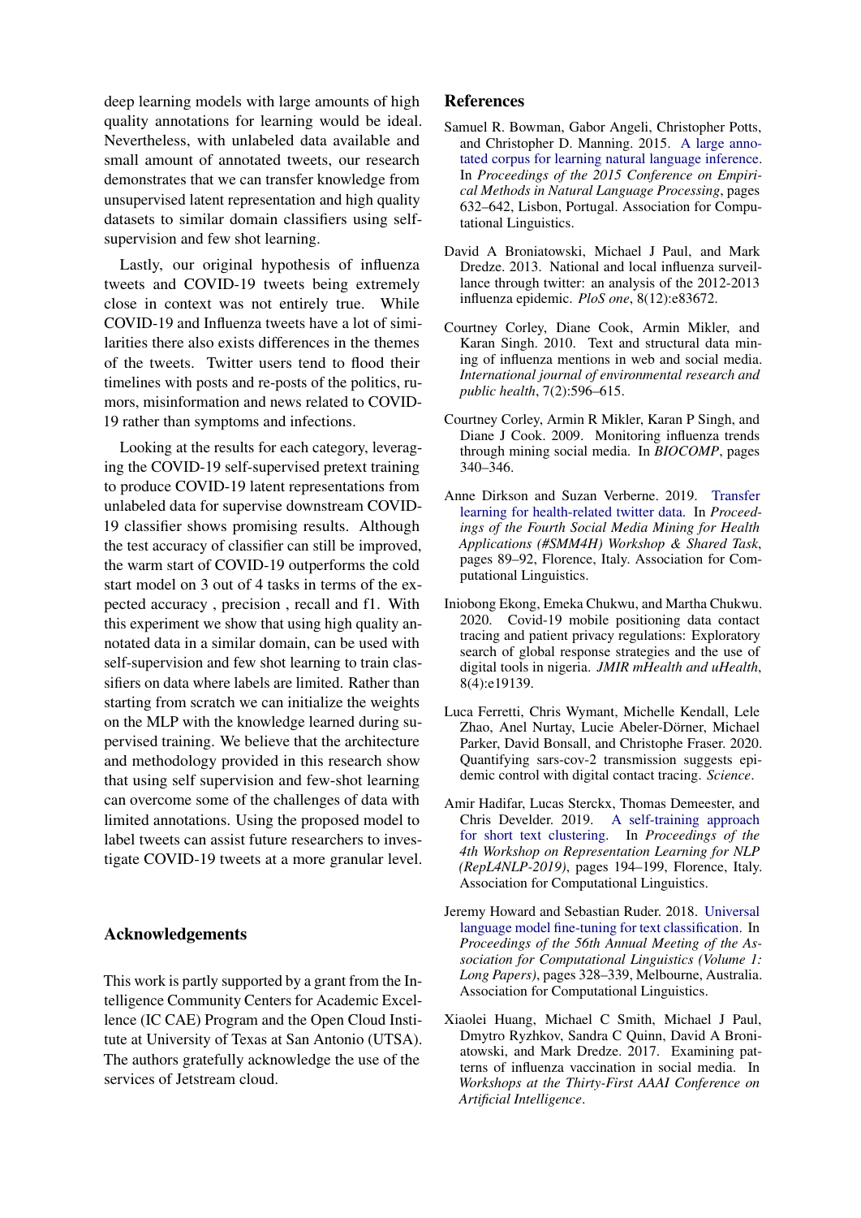deep learning models with large amounts of high quality annotations for learning would be ideal. Nevertheless, with unlabeled data available and small amount of annotated tweets, our research demonstrates that we can transfer knowledge from unsupervised latent representation and high quality datasets to similar domain classifiers using self-supervision and few shot learning.

Lastly, our original hypothesis of influenza tweets and COVID-19 tweets being extremely close in context was not entirely true. While COVID-19 and Influenza tweets have a lot of similarities there also exists differences in the themes of the tweets. Twitter users tend to flood their timelines with posts and re-posts of the politics, rumors, misinformation and news related to COVID-19 rather than symptoms and infections.

Looking at the results for each category, leveraging the COVID-19 self-supervised pretext training to produce COVID-19 latent representations from unlabeled data for supervise downstream COVID-19 classifier shows promising results. Although the test accuracy of classifier can still be improved, the warm start of COVID-19 outperforms the cold start model on 3 out of 4 tasks in terms of the expected accuracy , precision , recall and f1. With this experiment we show that using high quality annotated data in a similar domain, can be used with self-supervision and few shot learning to train classifiers on data where labels are limited. Rather than starting from scratch we can initialize the weights on the MLP with the knowledge learned during supervised training. We believe that the architecture and methodology provided in this research show that using self supervision and few-shot learning can overcome some of the challenges of data with limited annotations. Using the proposed model to label tweets can assist future researchers to investigate COVID-19 tweets at a more granular level.

## Acknowledgements

This work is partly supported by a grant from the Intelligence Community Centers for Academic Excellence (IC CAE) Program and the Open Cloud Institute at University of Texas at San Antonio (UTSA). The authors gratefully acknowledge the use of the services of Jetstream cloud.

## References

Samuel R. Bowman, Gabor Angeli, Christopher Potts, and Christopher D. Manning. 2015. A large annotated corpus for learning natural language inference. In *Proceedings of the 2015 Conference on Empirical Methods in Natural Language Processing*, pages 632–642, Lisbon, Portugal. Association for Computational Linguistics.

David A Broniatowski, Michael J Paul, and Mark Dredze. 2013. National and local influenza surveillance through twitter: an analysis of the 2012-2013 influenza epidemic. *PloS one*, 8(12):e83672.

Courtney Corley, Diane Cook, Armin Mikler, and Karan Singh. 2010. Text and structural data mining of influenza mentions in web and social media. *International journal of environmental research and public health*, 7(2):596–615.

Courtney Corley, Armin R Mikler, Karan P Singh, and Diane J Cook. 2009. Monitoring influenza trends through mining social media. In *BIOCOMP*, pages 340–346.

Anne Dirkson and Suzan Verberne. 2019. Transfer learning for health-related twitter data. In *Proceedings of the Fourth Social Media Mining for Health Applications (#SMM4H) Workshop & Shared Task*, pages 89–92, Florence, Italy. Association for Computational Linguistics.

Iniobong Ekong, Emeka Chukwu, and Martha Chukwu. 2020. Covid-19 mobile positioning data contact tracing and patient privacy regulations: Exploratory search of global response strategies and the use of digital tools in nigeria. *JMIR mHealth and uHealth*, 8(4):e19139.

Luca Ferretti, Chris Wymant, Michelle Kendall, Lele Zhao, Anel Nurtay, Lucie Abeler-Dörner, Michael Parker, David Bonsall, and Christophe Fraser. 2020. Quantifying sars-cov-2 transmission suggests epidemic control with digital contact tracing. *Science*.

Amir Hadifar, Lucas Sterckx, Thomas Demeester, and Chris Develder. 2019. A self-training approach for short text clustering. In *Proceedings of the 4th Workshop on Representation Learning for NLP (RepL4NLP-2019)*, pages 194–199, Florence, Italy. Association for Computational Linguistics.

Jeremy Howard and Sebastian Ruder. 2018. Universal language model fine-tuning for text classification. In *Proceedings of the 56th Annual Meeting of the Association for Computational Linguistics (Volume 1: Long Papers)*, pages 328–339, Melbourne, Australia. Association for Computational Linguistics.

Xiaolei Huang, Michael C Smith, Michael J Paul, Dmytro Ryzhkov, Sandra C Quinn, David A Broniatowski, and Mark Dredze. 2017. Examining patterns of influenza vaccination in social media. In *Workshops at the Thirty-First AAAI Conference on Artificial Intelligence*.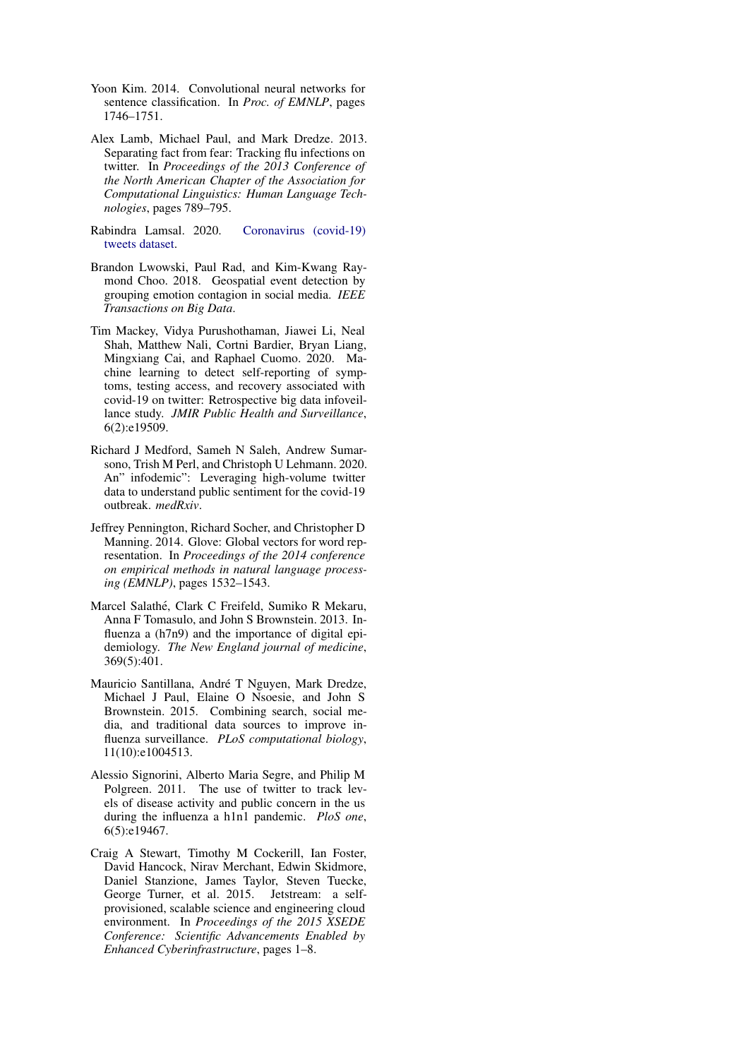Yoon Kim. 2014. Convolutional neural networks for sentence classification. In *Proc. of EMNLP*, pages 1746–1751.

Alex Lamb, Michael Paul, and Mark Dredze. 2013. Separating fact from fear: Tracking flu infections on twitter. In *Proceedings of the 2013 Conference of the North American Chapter of the Association for Computational Linguistics: Human Language Technologies*, pages 789–795.

Rabindra Lamsal. 2020. Coronavirus (covid-19) tweets dataset.

Brandon Lwowski, Paul Rad, and Kim-Kwang Raymond Choo. 2018. Geospatial event detection by grouping emotion contagion in social media. *IEEE Transactions on Big Data*.

Tim Mackey, Vidya Purushothaman, Jiawei Li, Neal Shah, Matthew Nali, Cortni Bardier, Bryan Liang, Mingxiang Cai, and Raphael Cuomo. 2020. Machine learning to detect self-reporting of symptoms, testing access, and recovery associated with covid-19 on twitter: Retrospective big data infoveillance study. *JMIR Public Health and Surveillance*, 6(2):e19509.

Richard J Medford, Sameh N Saleh, Andrew Sumarsono, Trish M Perl, and Christoph U Lehmann. 2020. An" infodemic": Leveraging high-volume twitter data to understand public sentiment for the covid-19 outbreak. *medRxiv*.

Jeffrey Pennington, Richard Socher, and Christopher D Manning. 2014. Glove: Global vectors for word representation. In *Proceedings of the 2014 conference on empirical methods in natural language processing (EMNLP)*, pages 1532–1543.

Marcel Salathé, Clark C Freifeld, Sumiko R Mekaru, Anna F Tomasulo, and John S Brownstein. 2013. Influenza a (h7n9) and the importance of digital epidemiology. *The New England journal of medicine*, 369(5):401.

Mauricio Santillana, André T Nguyen, Mark Dredze, Michael J Paul, Elaine O Nsoesie, and John S Brownstein. 2015. Combining search, social media, and traditional data sources to improve influenza surveillance. *PLoS computational biology*, 11(10):e1004513.

Alessio Signorini, Alberto Maria Segre, and Philip M Polgreen. 2011. The use of twitter to track levels of disease activity and public concern in the us during the influenza a h1n1 pandemic. *PloS one*, 6(5):e19467.

Craig A Stewart, Timothy M Cockerill, Ian Foster, David Hancock, Nirav Merchant, Edwin Skidmore, Daniel Stanzione, James Taylor, Steven Tuecke, George Turner, et al. 2015. Jetstream: a self-provisioned, scalable science and engineering cloud environment. In *Proceedings of the 2015 XSEDE Conference: Scientific Advancements Enabled by Enhanced Cyberinfrastructure*, pages 1–8.